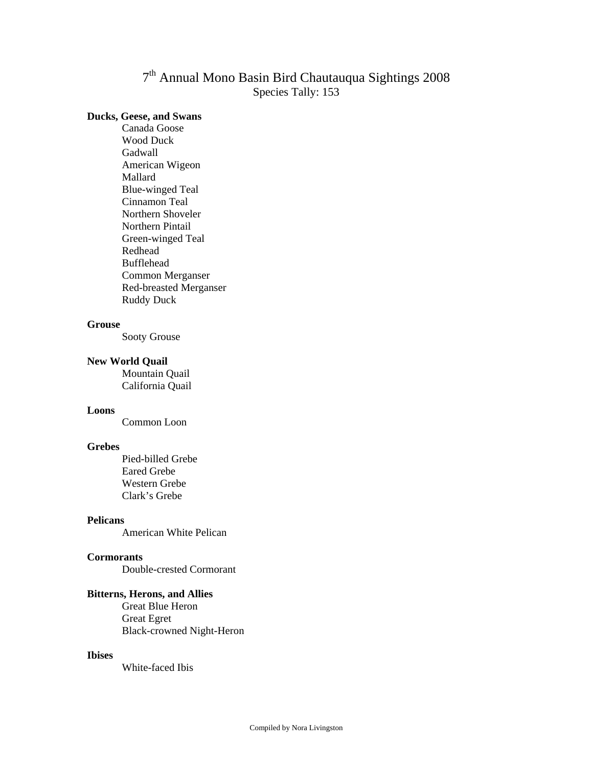# 7th Annual Mono Basin Bird Chautauqua Sightings 2008

Species Tally: 153

**Ducks, Geese, and Swans**

- Canada Goose
- Wood Duck
- Gadwall
- American Wigeon
- Mallard
- Blue-winged Teal
- Cinnamon Teal
- Northern Shoveler
- Northern Pintail
- Green-winged Teal
- Redhead
- Bufflehead
- Common Merganser
- Red-breasted Merganser
- Ruddy Duck

**Grouse**

- Sooty Grouse

**New World Quail**

- Mountain Quail
- California Quail

**Loons**

- Common Loon

**Grebes**

- Pied-billed Grebe
- Eared Grebe
- Western Grebe
- Clark's Grebe

**Pelicans**

- American White Pelican

**Cormorants**

- Double-crested Cormorant

**Bitterns, Herons, and Allies**

- Great Blue Heron
- Great Egret
- Black-crowned Night-Heron

**Ibises**

- White-faced Ibis

Compiled by Nora Livingston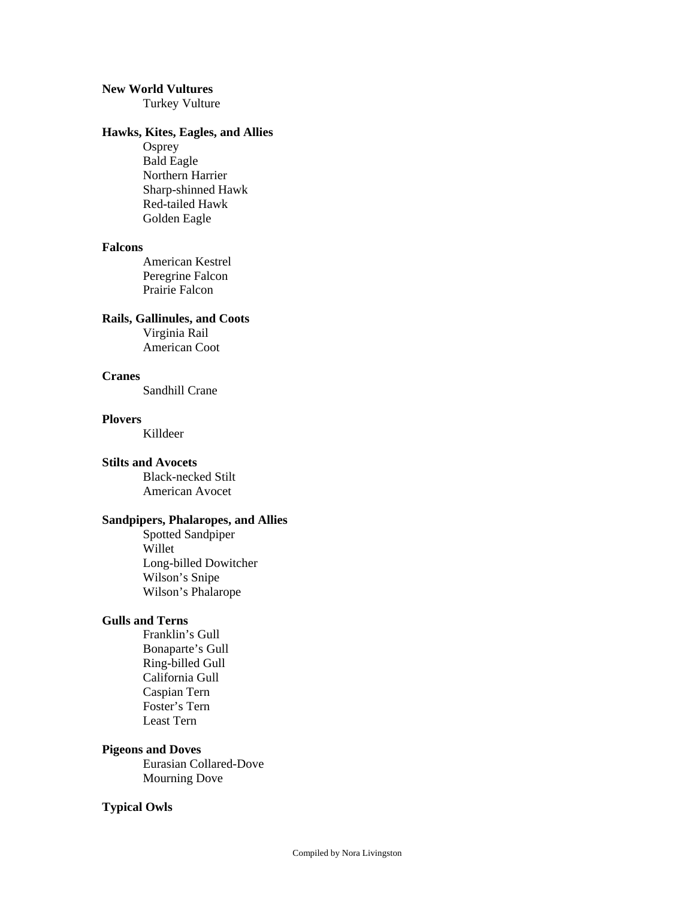**New World Vultures**

- Turkey Vulture

**Hawks, Kites, Eagles, and Allies**

- Osprey
- Bald Eagle
- Northern Harrier
- Sharp-shinned Hawk
- Red-tailed Hawk
- Golden Eagle

**Falcons**

- American Kestrel
- Peregrine Falcon
- Prairie Falcon

**Rails, Gallinules, and Coots**

- Virginia Rail
- American Coot

**Cranes**

- Sandhill Crane

**Plovers**

- Killdeer

**Stilts and Avocets**

- Black-necked Stilt
- American Avocet

**Sandpipers, Phalaropes, and Allies**

- Spotted Sandpiper
- Willet
- Long-billed Dowitcher
- Wilson's Snipe
- Wilson's Phalarope

**Gulls and Terns**

- Franklin's Gull
- Bonaparte's Gull
- Ring-billed Gull
- California Gull
- Caspian Tern
- Foster's Tern
- Least Tern

**Pigeons and Doves**

- Eurasian Collared-Dove
- Mourning Dove

**Typical Owls**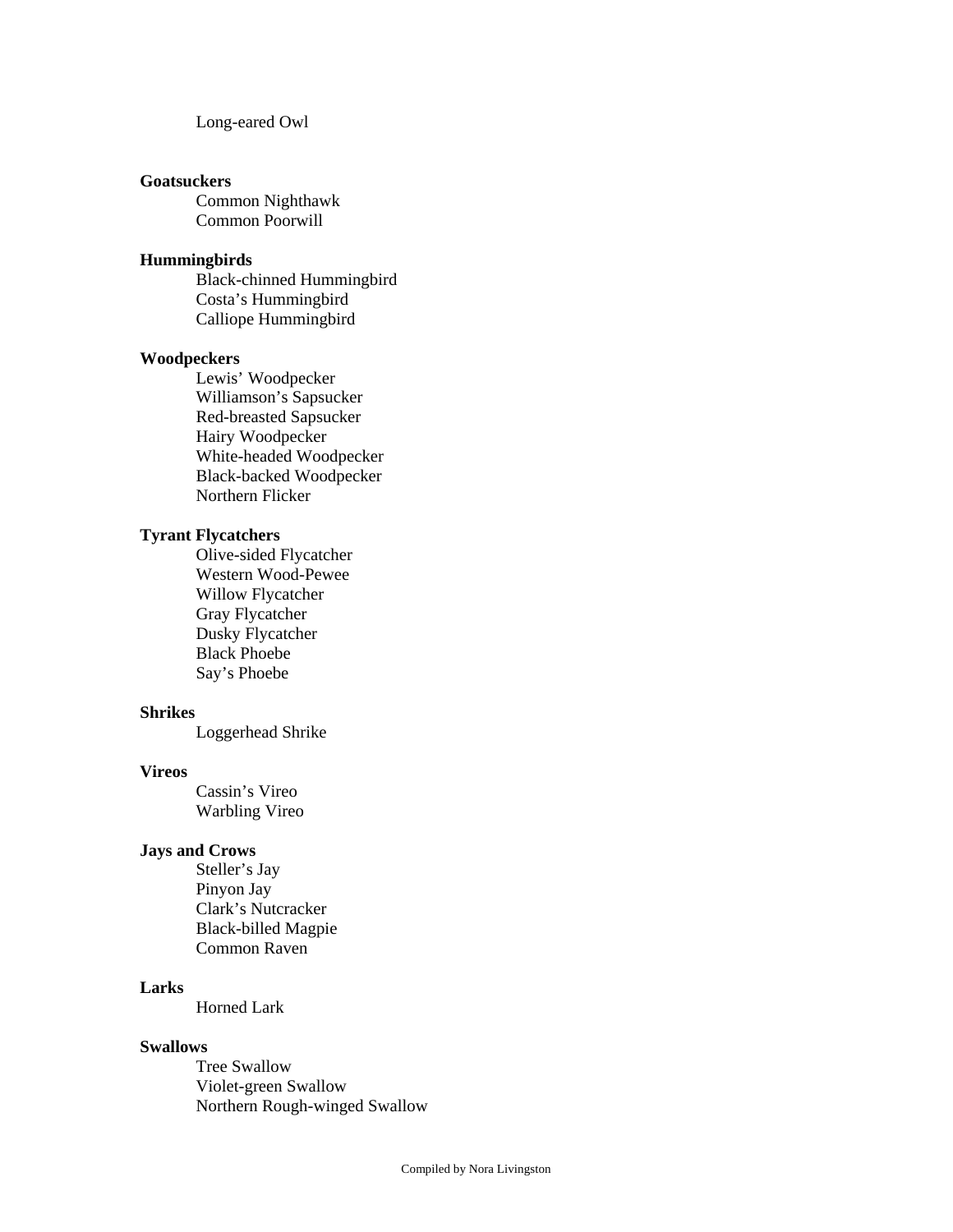Long-eared Owl

**Goatsuckers**

Common Nighthawk
Common Poorwill

**Hummingbirds**

Black-chinned Hummingbird
Costa's Hummingbird
Calliope Hummingbird

**Woodpeckers**

Lewis' Woodpecker
Williamson's Sapsucker
Red-breasted Sapsucker
Hairy Woodpecker
White-headed Woodpecker
Black-backed Woodpecker
Northern Flicker

**Tyrant Flycatchers**

Olive-sided Flycatcher
Western Wood-Pewee
Willow Flycatcher
Gray Flycatcher
Dusky Flycatcher
Black Phoebe
Say's Phoebe

**Shrikes**

Loggerhead Shrike

**Vireos**

Cassin's Vireo
Warbling Vireo

**Jays and Crows**

Steller's Jay
Pinyon Jay
Clark's Nutcracker
Black-billed Magpie
Common Raven

**Larks**

Horned Lark

**Swallows**

Tree Swallow
Violet-green Swallow
Northern Rough-winged Swallow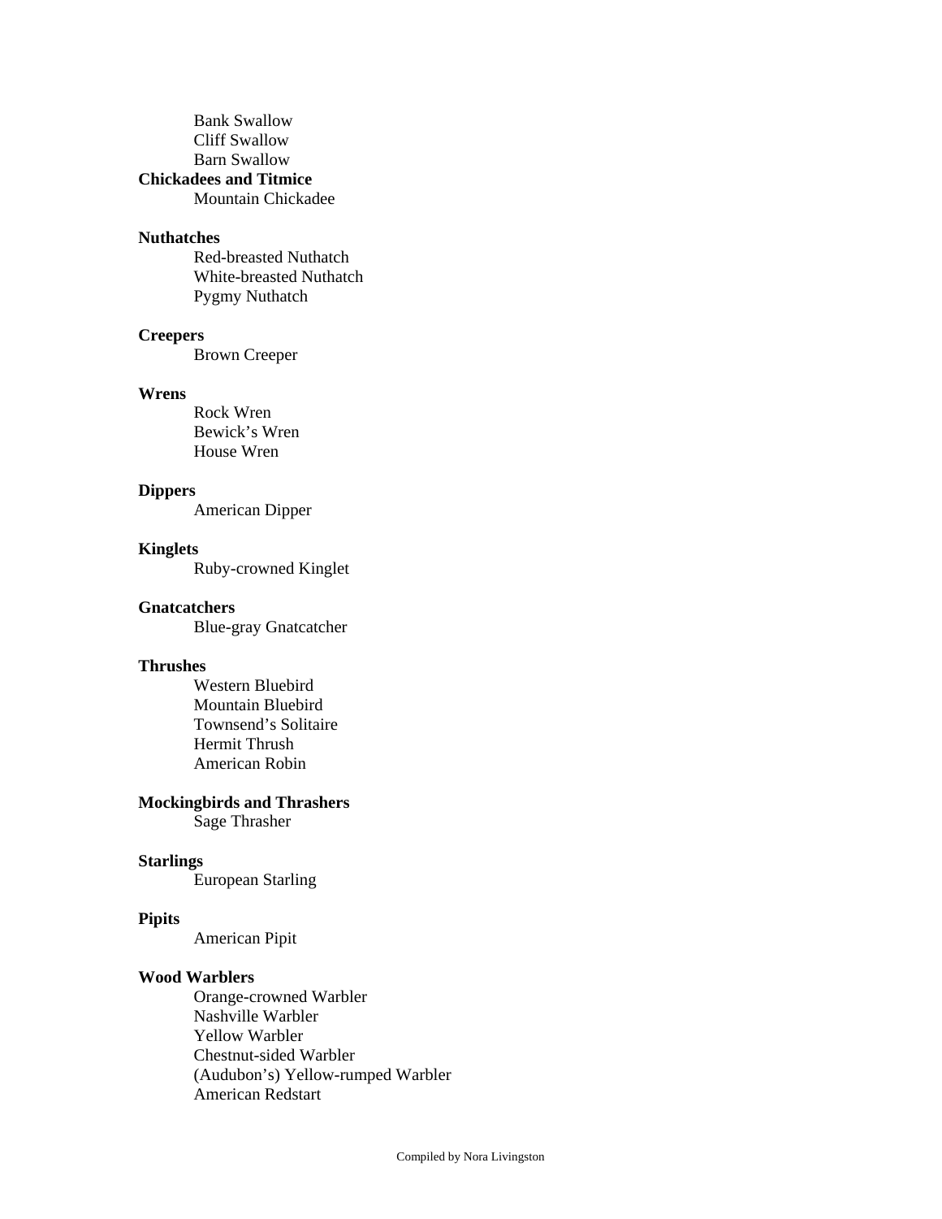Bank Swallow
Cliff Swallow
Barn Swallow

**Chickadees and Titmice**

Mountain Chickadee

**Nuthatches**

Red-breasted Nuthatch
White-breasted Nuthatch
Pygmy Nuthatch

**Creepers**

Brown Creeper

**Wrens**

Rock Wren
Bewick's Wren
House Wren

**Dippers**

American Dipper

**Kinglets**

Ruby-crowned Kinglet

**Gnatcatchers**

Blue-gray Gnatcatcher

**Thrushes**

Western Bluebird
Mountain Bluebird
Townsend's Solitaire
Hermit Thrush
American Robin

**Mockingbirds and Thrashers**

Sage Thrasher

**Starlings**

European Starling

**Pipits**

American Pipit

**Wood Warblers**

Orange-crowned Warbler
Nashville Warbler
Yellow Warbler
Chestnut-sided Warbler
(Audubon's) Yellow-rumped Warbler
American Redstart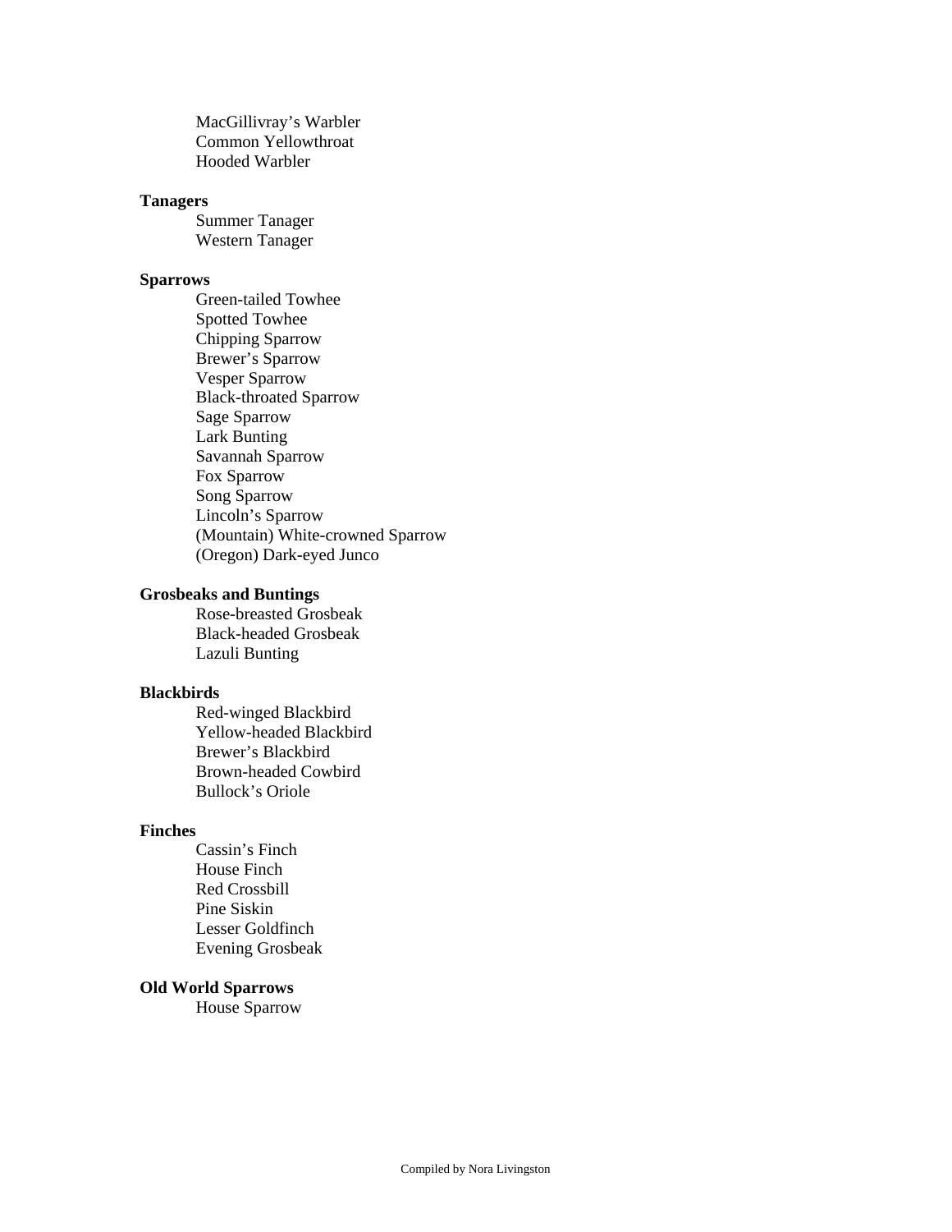MacGillivray's Warbler
Common Yellowthroat
Hooded Warbler

**Tanagers**

Summer Tanager
Western Tanager

**Sparrows**

Green-tailed Towhee
Spotted Towhee
Chipping Sparrow
Brewer's Sparrow
Vesper Sparrow
Black-throated Sparrow
Sage Sparrow
Lark Bunting
Savannah Sparrow
Fox Sparrow
Song Sparrow
Lincoln's Sparrow
(Mountain) White-crowned Sparrow
(Oregon) Dark-eyed Junco

**Grosbeaks and Buntings**

Rose-breasted Grosbeak
Black-headed Grosbeak
Lazuli Bunting

**Blackbirds**

Red-winged Blackbird
Yellow-headed Blackbird
Brewer's Blackbird
Brown-headed Cowbird
Bullock's Oriole

**Finches**

Cassin's Finch
House Finch
Red Crossbill
Pine Siskin
Lesser Goldfinch
Evening Grosbeak

**Old World Sparrows**

House Sparrow

Compiled by Nora Livingston